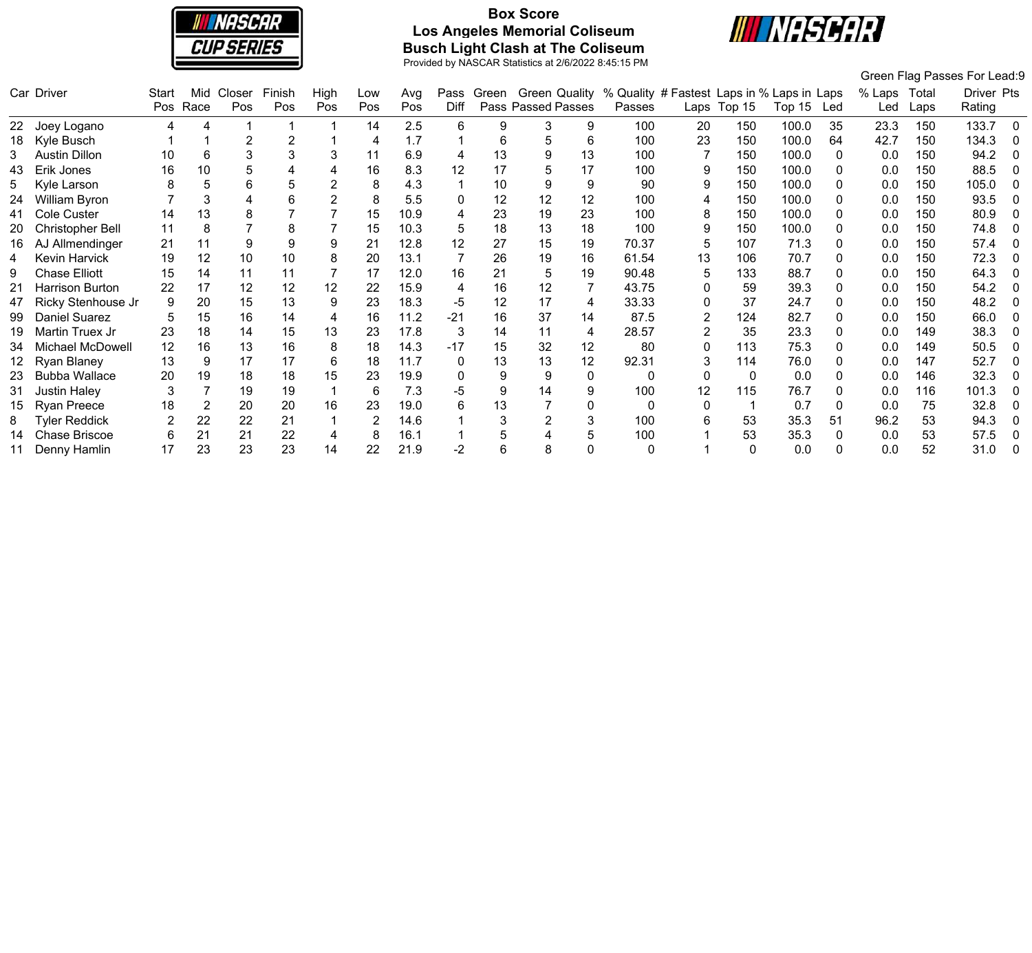# Box Score

## Los Angeles Memorial Coliseum

## Busch Light Clash at The Coliseum

Provided by NASCAR Statistics at 2/6/2022 8:45:15 PM

Green Flag Passes For Lead:9

| Car | Driver | Start Pos | Mid Race | Closer Pos | Finish Pos | High Pos | Low Pos | Avg Pos | Pass Diff | Green Pass | Green Passed | Quality Passes | % Quality Passes | # Fastest Laps | Laps in Top 15 | % Laps in Top 15 | Laps Led | % Laps Led | Total Laps | Driver Rating | Pts |
|---|---|---|---|---|---|---|---|---|---|---|---|---|---|---|---|---|---|---|---|---|---|
| 22 | Joey Logano | 4 | 4 | 1 | 1 | 1 | 14 | 2.5 | 6 | 9 | 3 | 9 | 100 | 20 | 150 | 100.0 | 35 | 23.3 | 150 | 133.7 | 0 |
| 18 | Kyle Busch | 1 | 1 | 2 | 2 | 1 | 4 | 1.7 | 1 | 6 | 5 | 6 | 100 | 23 | 150 | 100.0 | 64 | 42.7 | 150 | 134.3 | 0 |
| 3 | Austin Dillon | 10 | 6 | 3 | 3 | 3 | 11 | 6.9 | 4 | 13 | 9 | 13 | 100 | 7 | 150 | 100.0 | 0 | 0.0 | 150 | 94.2 | 0 |
| 43 | Erik Jones | 16 | 10 | 5 | 4 | 4 | 16 | 8.3 | 12 | 17 | 5 | 17 | 100 | 9 | 150 | 100.0 | 0 | 0.0 | 150 | 88.5 | 0 |
| 5 | Kyle Larson | 8 | 5 | 6 | 5 | 2 | 8 | 4.3 | 1 | 10 | 9 | 9 | 90 | 9 | 150 | 100.0 | 0 | 0.0 | 150 | 105.0 | 0 |
| 24 | William Byron | 7 | 3 | 4 | 6 | 2 | 8 | 5.5 | 0 | 12 | 12 | 12 | 100 | 4 | 150 | 100.0 | 0 | 0.0 | 150 | 93.5 | 0 |
| 41 | Cole Custer | 14 | 13 | 8 | 7 | 7 | 15 | 10.9 | 4 | 23 | 19 | 23 | 100 | 8 | 150 | 100.0 | 0 | 0.0 | 150 | 80.9 | 0 |
| 20 | Christopher Bell | 11 | 8 | 7 | 8 | 7 | 15 | 10.3 | 5 | 18 | 13 | 18 | 100 | 9 | 150 | 100.0 | 0 | 0.0 | 150 | 74.8 | 0 |
| 16 | AJ Allmendinger | 21 | 11 | 9 | 9 | 9 | 21 | 12.8 | 12 | 27 | 15 | 19 | 70.37 | 5 | 107 | 71.3 | 0 | 0.0 | 150 | 57.4 | 0 |
| 4 | Kevin Harvick | 19 | 12 | 10 | 10 | 8 | 20 | 13.1 | 7 | 26 | 19 | 16 | 61.54 | 13 | 106 | 70.7 | 0 | 0.0 | 150 | 72.3 | 0 |
| 9 | Chase Elliott | 15 | 14 | 11 | 11 | 7 | 17 | 12.0 | 16 | 21 | 5 | 19 | 90.48 | 5 | 133 | 88.7 | 0 | 0.0 | 150 | 64.3 | 0 |
| 21 | Harrison Burton | 22 | 17 | 12 | 12 | 12 | 22 | 15.9 | 4 | 16 | 12 | 7 | 43.75 | 0 | 59 | 39.3 | 0 | 0.0 | 150 | 54.2 | 0 |
| 47 | Ricky Stenhouse Jr | 9 | 20 | 15 | 13 | 9 | 23 | 18.3 | -5 | 12 | 17 | 4 | 33.33 | 0 | 37 | 24.7 | 0 | 0.0 | 150 | 48.2 | 0 |
| 99 | Daniel Suarez | 5 | 15 | 16 | 14 | 4 | 16 | 11.2 | -21 | 16 | 37 | 14 | 87.5 | 2 | 124 | 82.7 | 0 | 0.0 | 150 | 66.0 | 0 |
| 19 | Martin Truex Jr | 23 | 18 | 14 | 15 | 13 | 23 | 17.8 | 3 | 14 | 11 | 4 | 28.57 | 2 | 35 | 23.3 | 0 | 0.0 | 149 | 38.3 | 0 |
| 34 | Michael McDowell | 12 | 16 | 13 | 16 | 8 | 18 | 14.3 | -17 | 15 | 32 | 12 | 80 | 0 | 113 | 75.3 | 0 | 0.0 | 149 | 50.5 | 0 |
| 12 | Ryan Blaney | 13 | 9 | 17 | 17 | 6 | 18 | 11.7 | 0 | 13 | 13 | 12 | 92.31 | 3 | 114 | 76.0 | 0 | 0.0 | 147 | 52.7 | 0 |
| 23 | Bubba Wallace | 20 | 19 | 18 | 18 | 15 | 23 | 19.9 | 0 | 9 | 9 | 0 | 0 | 0 | 0 | 0.0 | 0 | 0.0 | 146 | 32.3 | 0 |
| 31 | Justin Haley | 3 | 7 | 19 | 19 | 1 | 6 | 7.3 | -5 | 9 | 14 | 9 | 100 | 12 | 115 | 76.7 | 0 | 0.0 | 116 | 101.3 | 0 |
| 15 | Ryan Preece | 18 | 2 | 20 | 20 | 16 | 23 | 19.0 | 6 | 13 | 7 | 0 | 0 | 0 | 1 | 0.7 | 0 | 0.0 | 75 | 32.8 | 0 |
| 8 | Tyler Reddick | 2 | 22 | 22 | 21 | 1 | 2 | 14.6 | 1 | 3 | 2 | 3 | 100 | 6 | 53 | 35.3 | 51 | 96.2 | 53 | 94.3 | 0 |
| 14 | Chase Briscoe | 6 | 21 | 21 | 22 | 4 | 8 | 16.1 | 1 | 5 | 4 | 5 | 100 | 1 | 53 | 35.3 | 0 | 0.0 | 53 | 57.5 | 0 |
| 11 | Denny Hamlin | 17 | 23 | 23 | 23 | 14 | 22 | 21.9 | -2 | 6 | 8 | 0 | 0 | 1 | 0 | 0.0 | 0 | 0.0 | 52 | 31.0 | 0 |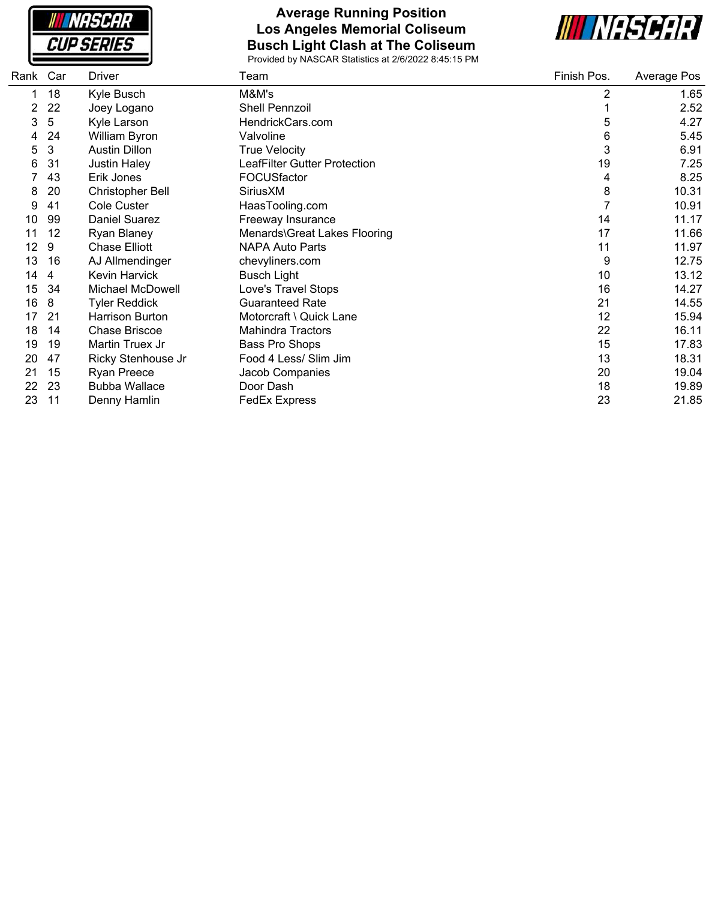# Average Running Position
## Los Angeles Memorial Coliseum
## Busch Light Clash at The Coliseum

Provided by NASCAR Statistics at 2/6/2022 8:45:15 PM

| Rank | Car | Driver | Team | Finish Pos. | Average Pos |
|---|---|---|---|---|---|
| 1 | 18 | Kyle Busch | M&M's | 2 | 1.65 |
| 2 | 22 | Joey Logano | Shell Pennzoil | 1 | 2.52 |
| 3 | 5 | Kyle Larson | HendrickCars.com | 5 | 4.27 |
| 4 | 24 | William Byron | Valvoline | 6 | 5.45 |
| 5 | 3 | Austin Dillon | True Velocity | 3 | 6.91 |
| 6 | 31 | Justin Haley | LeafFilter Gutter Protection | 19 | 7.25 |
| 7 | 43 | Erik Jones | FOCUSfactor | 4 | 8.25 |
| 8 | 20 | Christopher Bell | SiriusXM | 8 | 10.31 |
| 9 | 41 | Cole Custer | HaasTooling.com | 7 | 10.91 |
| 10 | 99 | Daniel Suarez | Freeway Insurance | 14 | 11.17 |
| 11 | 12 | Ryan Blaney | Menards\Great Lakes Flooring | 17 | 11.66 |
| 12 | 9 | Chase Elliott | NAPA Auto Parts | 11 | 11.97 |
| 13 | 16 | AJ Allmendinger | chevyliners.com | 9 | 12.75 |
| 14 | 4 | Kevin Harvick | Busch Light | 10 | 13.12 |
| 15 | 34 | Michael McDowell | Love's Travel Stops | 16 | 14.27 |
| 16 | 8 | Tyler Reddick | Guaranteed Rate | 21 | 14.55 |
| 17 | 21 | Harrison Burton | Motorcraft \ Quick Lane | 12 | 15.94 |
| 18 | 14 | Chase Briscoe | Mahindra Tractors | 22 | 16.11 |
| 19 | 19 | Martin Truex Jr | Bass Pro Shops | 15 | 17.83 |
| 20 | 47 | Ricky Stenhouse Jr | Food 4 Less/ Slim Jim | 13 | 18.31 |
| 21 | 15 | Ryan Preece | Jacob Companies | 20 | 19.04 |
| 22 | 23 | Bubba Wallace | Door Dash | 18 | 19.89 |
| 23 | 11 | Denny Hamlin | FedEx Express | 23 | 21.85 |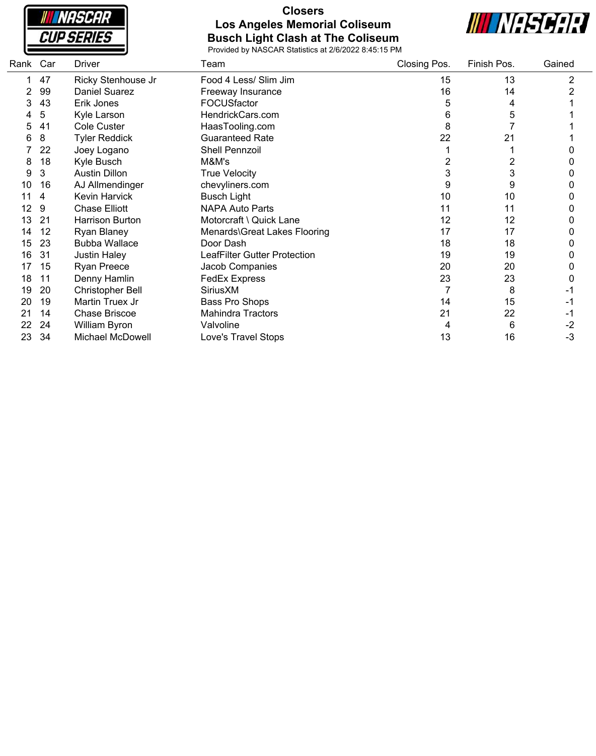# Closers

## Los Angeles Memorial Coliseum

## Busch Light Clash at The Coliseum

Provided by NASCAR Statistics at 2/6/2022 8:45:15 PM

| Rank | Car | Driver | Team | Closing Pos. | Finish Pos. | Gained |
|---|---|---|---|---|---|---|
| 1 | 47 | Ricky Stenhouse Jr | Food 4 Less/ Slim Jim | 15 | 13 | 2 |
| 2 | 99 | Daniel Suarez | Freeway Insurance | 16 | 14 | 2 |
| 3 | 43 | Erik Jones | FOCUSfactor | 5 | 4 | 1 |
| 4 | 5 | Kyle Larson | HendrickCars.com | 6 | 5 | 1 |
| 5 | 41 | Cole Custer | HaasTooling.com | 8 | 7 | 1 |
| 6 | 8 | Tyler Reddick | Guaranteed Rate | 22 | 21 | 1 |
| 7 | 22 | Joey Logano | Shell Pennzoil | 1 | 1 | 0 |
| 8 | 18 | Kyle Busch | M&M's | 2 | 2 | 0 |
| 9 | 3 | Austin Dillon | True Velocity | 3 | 3 | 0 |
| 10 | 16 | AJ Allmendinger | chevyliners.com | 9 | 9 | 0 |
| 11 | 4 | Kevin Harvick | Busch Light | 10 | 10 | 0 |
| 12 | 9 | Chase Elliott | NAPA Auto Parts | 11 | 11 | 0 |
| 13 | 21 | Harrison Burton | Motorcraft \ Quick Lane | 12 | 12 | 0 |
| 14 | 12 | Ryan Blaney | Menards\Great Lakes Flooring | 17 | 17 | 0 |
| 15 | 23 | Bubba Wallace | Door Dash | 18 | 18 | 0 |
| 16 | 31 | Justin Haley | LeafFilter Gutter Protection | 19 | 19 | 0 |
| 17 | 15 | Ryan Preece | Jacob Companies | 20 | 20 | 0 |
| 18 | 11 | Denny Hamlin | FedEx Express | 23 | 23 | 0 |
| 19 | 20 | Christopher Bell | SiriusXM | 7 | 8 | -1 |
| 20 | 19 | Martin Truex Jr | Bass Pro Shops | 14 | 15 | -1 |
| 21 | 14 | Chase Briscoe | Mahindra Tractors | 21 | 22 | -1 |
| 22 | 24 | William Byron | Valvoline | 4 | 6 | -2 |
| 23 | 34 | Michael McDowell | Love's Travel Stops | 13 | 16 | -3 |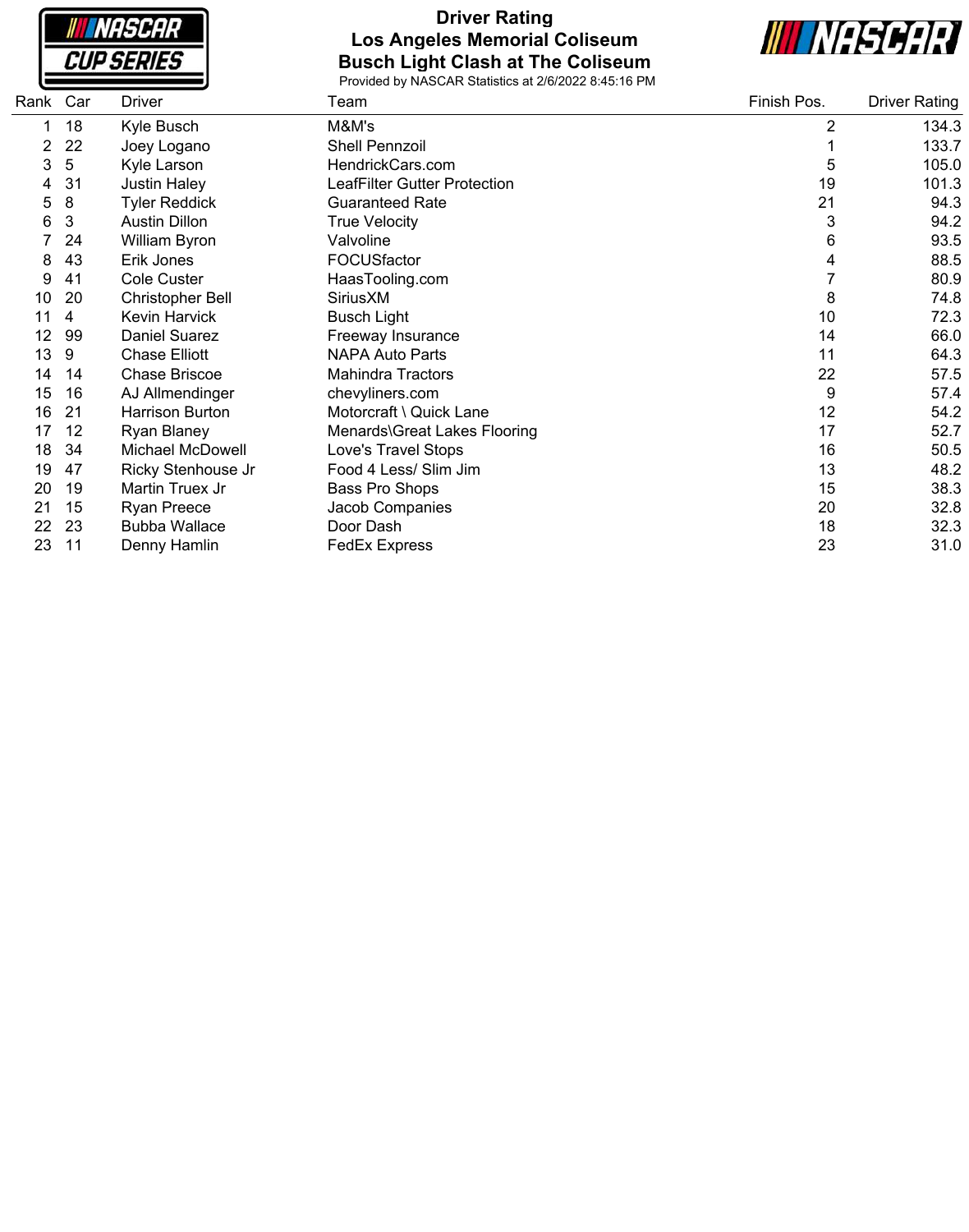# Driver Rating
## Los Angeles Memorial Coliseum
## Busch Light Clash at The Coliseum

Provided by NASCAR Statistics at 2/6/2022 8:45:16 PM

| Rank | Car | Driver | Team | Finish Pos. | Driver Rating |
|---|---|---|---|---|---|
| 1 | 18 | Kyle Busch | M&M's | 2 | 134.3 |
| 2 | 22 | Joey Logano | Shell Pennzoil | 1 | 133.7 |
| 3 | 5 | Kyle Larson | HendrickCars.com | 5 | 105.0 |
| 4 | 31 | Justin Haley | LeafFilter Gutter Protection | 19 | 101.3 |
| 5 | 8 | Tyler Reddick | Guaranteed Rate | 21 | 94.3 |
| 6 | 3 | Austin Dillon | True Velocity | 3 | 94.2 |
| 7 | 24 | William Byron | Valvoline | 6 | 93.5 |
| 8 | 43 | Erik Jones | FOCUSfactor | 4 | 88.5 |
| 9 | 41 | Cole Custer | HaasTooling.com | 7 | 80.9 |
| 10 | 20 | Christopher Bell | SiriusXM | 8 | 74.8 |
| 11 | 4 | Kevin Harvick | Busch Light | 10 | 72.3 |
| 12 | 99 | Daniel Suarez | Freeway Insurance | 14 | 66.0 |
| 13 | 9 | Chase Elliott | NAPA Auto Parts | 11 | 64.3 |
| 14 | 14 | Chase Briscoe | Mahindra Tractors | 22 | 57.5 |
| 15 | 16 | AJ Allmendinger | chevyliners.com | 9 | 57.4 |
| 16 | 21 | Harrison Burton | Motorcraft \ Quick Lane | 12 | 54.2 |
| 17 | 12 | Ryan Blaney | Menards\Great Lakes Flooring | 17 | 52.7 |
| 18 | 34 | Michael McDowell | Love's Travel Stops | 16 | 50.5 |
| 19 | 47 | Ricky Stenhouse Jr | Food 4 Less/ Slim Jim | 13 | 48.2 |
| 20 | 19 | Martin Truex Jr | Bass Pro Shops | 15 | 38.3 |
| 21 | 15 | Ryan Preece | Jacob Companies | 20 | 32.8 |
| 22 | 23 | Bubba Wallace | Door Dash | 18 | 32.3 |
| 23 | 11 | Denny Hamlin | FedEx Express | 23 | 31.0 |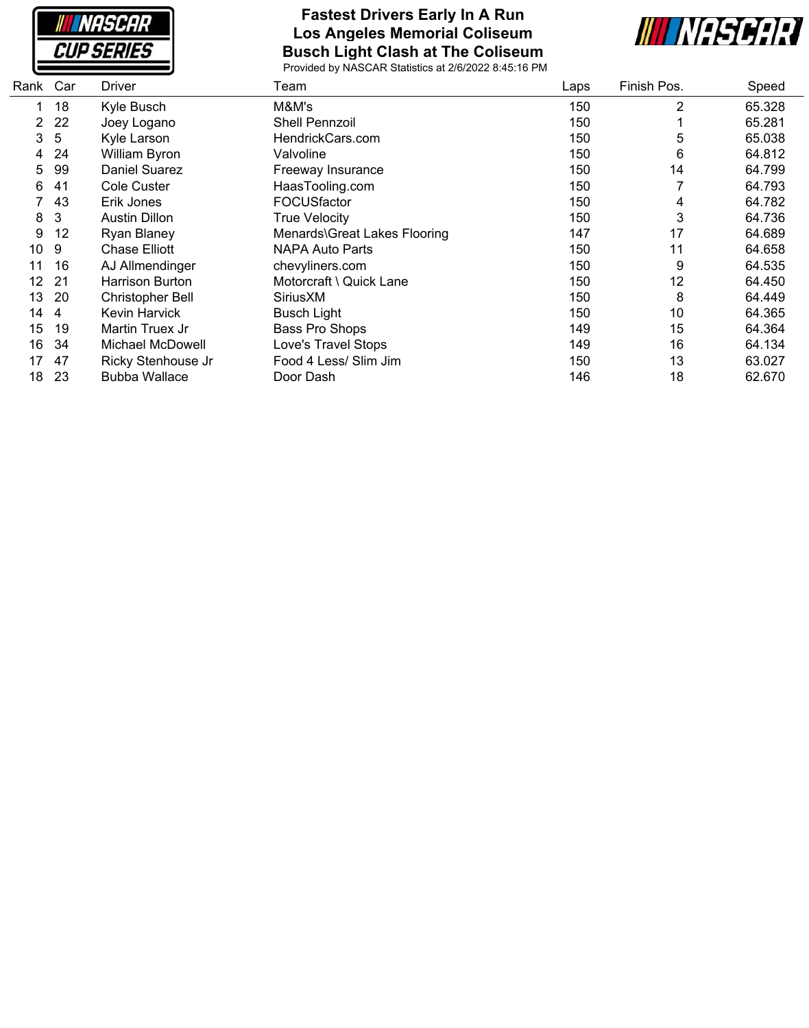# Fastest Drivers Early In A Run
## Los Angeles Memorial Coliseum
## Busch Light Clash at The Coliseum

Provided by NASCAR Statistics at 2/6/2022 8:45:16 PM

| Rank | Car | Driver | Team | Laps | Finish Pos. | Speed |
|---|---|---|---|---|---|---|
| 1 | 18 | Kyle Busch | M&M's | 150 | 2 | 65.328 |
| 2 | 22 | Joey Logano | Shell Pennzoil | 150 | 1 | 65.281 |
| 3 | 5 | Kyle Larson | HendrickCars.com | 150 | 5 | 65.038 |
| 4 | 24 | William Byron | Valvoline | 150 | 6 | 64.812 |
| 5 | 99 | Daniel Suarez | Freeway Insurance | 150 | 14 | 64.799 |
| 6 | 41 | Cole Custer | HaasTooling.com | 150 | 7 | 64.793 |
| 7 | 43 | Erik Jones | FOCUSfactor | 150 | 4 | 64.782 |
| 8 | 3 | Austin Dillon | True Velocity | 150 | 3 | 64.736 |
| 9 | 12 | Ryan Blaney | Menards\Great Lakes Flooring | 147 | 17 | 64.689 |
| 10 | 9 | Chase Elliott | NAPA Auto Parts | 150 | 11 | 64.658 |
| 11 | 16 | AJ Allmendinger | chevyliners.com | 150 | 9 | 64.535 |
| 12 | 21 | Harrison Burton | Motorcraft \ Quick Lane | 150 | 12 | 64.450 |
| 13 | 20 | Christopher Bell | SiriusXM | 150 | 8 | 64.449 |
| 14 | 4 | Kevin Harvick | Busch Light | 150 | 10 | 64.365 |
| 15 | 19 | Martin Truex Jr | Bass Pro Shops | 149 | 15 | 64.364 |
| 16 | 34 | Michael McDowell | Love's Travel Stops | 149 | 16 | 64.134 |
| 17 | 47 | Ricky Stenhouse Jr | Food 4 Less/ Slim Jim | 150 | 13 | 63.027 |
| 18 | 23 | Bubba Wallace | Door Dash | 146 | 18 | 62.670 |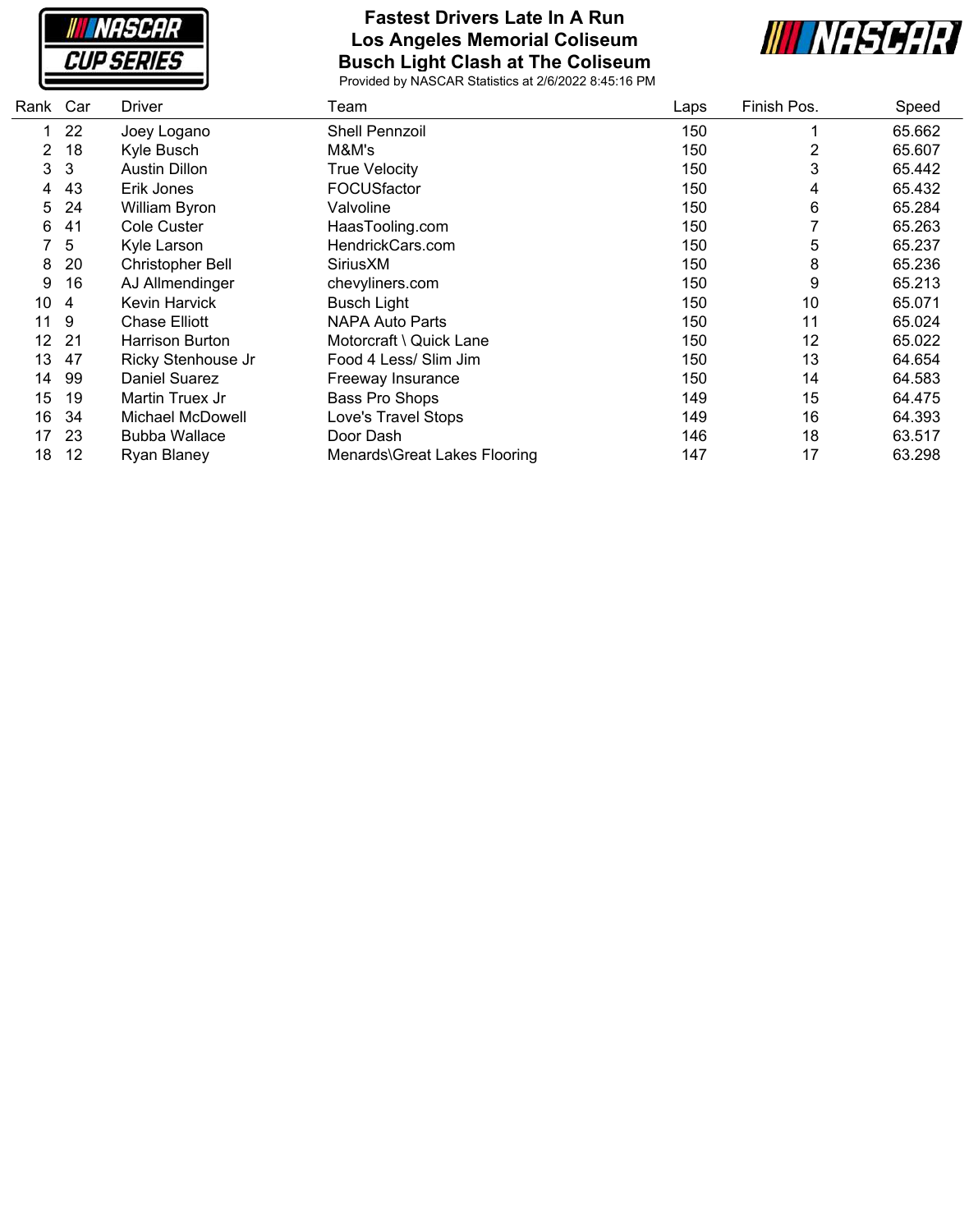# Fastest Drivers Late In A Run
## Los Angeles Memorial Coliseum
## Busch Light Clash at The Coliseum

Provided by NASCAR Statistics at 2/6/2022 8:45:16 PM

| Rank | Car | Driver | Team | Laps | Finish Pos. | Speed |
|---|---|---|---|---|---|---|
| 1 | 22 | Joey Logano | Shell Pennzoil | 150 | 1 | 65.662 |
| 2 | 18 | Kyle Busch | M&M's | 150 | 2 | 65.607 |
| 3 | 3 | Austin Dillon | True Velocity | 150 | 3 | 65.442 |
| 4 | 43 | Erik Jones | FOCUSfactor | 150 | 4 | 65.432 |
| 5 | 24 | William Byron | Valvoline | 150 | 6 | 65.284 |
| 6 | 41 | Cole Custer | HaasTooling.com | 150 | 7 | 65.263 |
| 7 | 5 | Kyle Larson | HendrickCars.com | 150 | 5 | 65.237 |
| 8 | 20 | Christopher Bell | SiriusXM | 150 | 8 | 65.236 |
| 9 | 16 | AJ Allmendinger | chevyliners.com | 150 | 9 | 65.213 |
| 10 | 4 | Kevin Harvick | Busch Light | 150 | 10 | 65.071 |
| 11 | 9 | Chase Elliott | NAPA Auto Parts | 150 | 11 | 65.024 |
| 12 | 21 | Harrison Burton | Motorcraft \ Quick Lane | 150 | 12 | 65.022 |
| 13 | 47 | Ricky Stenhouse Jr | Food 4 Less/ Slim Jim | 150 | 13 | 64.654 |
| 14 | 99 | Daniel Suarez | Freeway Insurance | 150 | 14 | 64.583 |
| 15 | 19 | Martin Truex Jr | Bass Pro Shops | 149 | 15 | 64.475 |
| 16 | 34 | Michael McDowell | Love's Travel Stops | 149 | 16 | 64.393 |
| 17 | 23 | Bubba Wallace | Door Dash | 146 | 18 | 63.517 |
| 18 | 12 | Ryan Blaney | Menards\Great Lakes Flooring | 147 | 17 | 63.298 |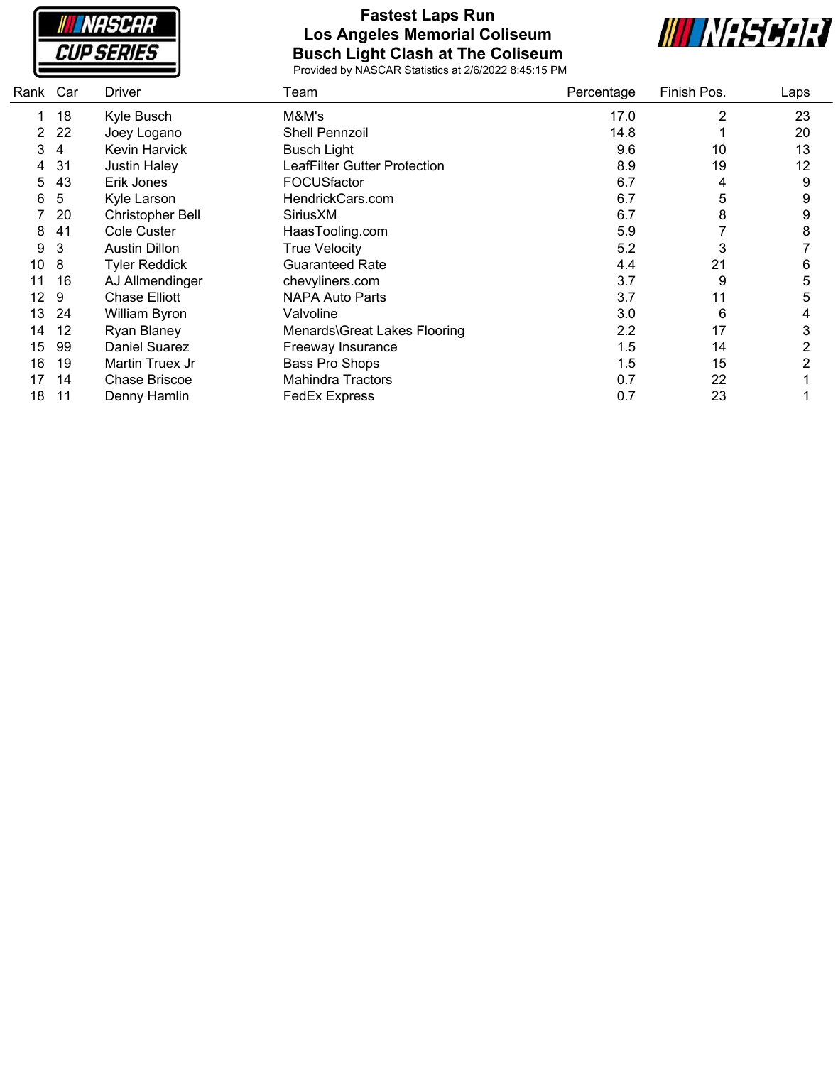# Fastest Laps Run
## Los Angeles Memorial Coliseum
## Busch Light Clash at The Coliseum

Provided by NASCAR Statistics at 2/6/2022 8:45:15 PM

| Rank | Car | Driver | Team | Percentage | Finish Pos. | Laps |
|---|---|---|---|---|---|---|
| 1 | 18 | Kyle Busch | M&M's | 17.0 | 2 | 23 |
| 2 | 22 | Joey Logano | Shell Pennzoil | 14.8 | 1 | 20 |
| 3 | 4 | Kevin Harvick | Busch Light | 9.6 | 10 | 13 |
| 4 | 31 | Justin Haley | LeafFilter Gutter Protection | 8.9 | 19 | 12 |
| 5 | 43 | Erik Jones | FOCUSfactor | 6.7 | 4 | 9 |
| 6 | 5 | Kyle Larson | HendrickCars.com | 6.7 | 5 | 9 |
| 7 | 20 | Christopher Bell | SiriusXM | 6.7 | 8 | 9 |
| 8 | 41 | Cole Custer | HaasTooling.com | 5.9 | 7 | 8 |
| 9 | 3 | Austin Dillon | True Velocity | 5.2 | 3 | 7 |
| 10 | 8 | Tyler Reddick | Guaranteed Rate | 4.4 | 21 | 6 |
| 11 | 16 | AJ Allmendinger | chevyliners.com | 3.7 | 9 | 5 |
| 12 | 9 | Chase Elliott | NAPA Auto Parts | 3.7 | 11 | 5 |
| 13 | 24 | William Byron | Valvoline | 3.0 | 6 | 4 |
| 14 | 12 | Ryan Blaney | Menards\Great Lakes Flooring | 2.2 | 17 | 3 |
| 15 | 99 | Daniel Suarez | Freeway Insurance | 1.5 | 14 | 2 |
| 16 | 19 | Martin Truex Jr | Bass Pro Shops | 1.5 | 15 | 2 |
| 17 | 14 | Chase Briscoe | Mahindra Tractors | 0.7 | 22 | 1 |
| 18 | 11 | Denny Hamlin | FedEx Express | 0.7 | 23 | 1 |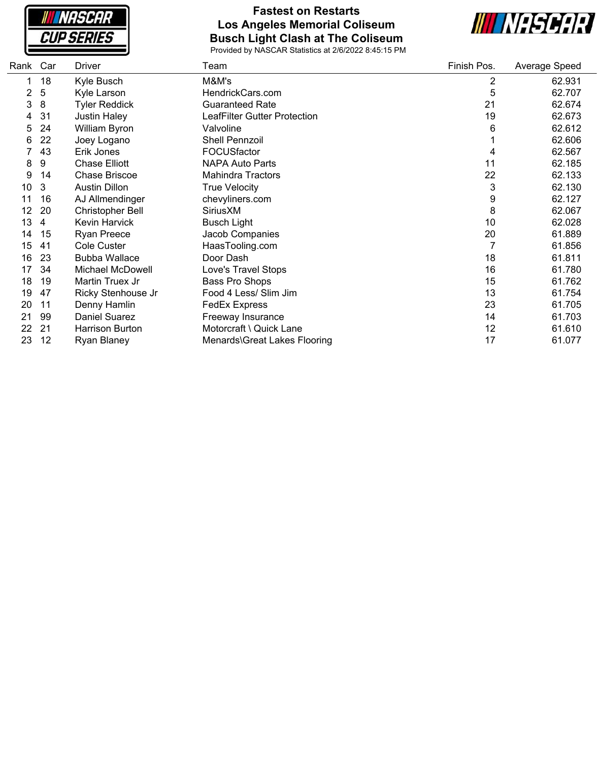# Fastest on Restarts
## Los Angeles Memorial Coliseum
## Busch Light Clash at The Coliseum

Provided by NASCAR Statistics at 2/6/2022 8:45:15 PM

| Rank | Car | Driver | Team | Finish Pos. | Average Speed |
|---|---|---|---|---|---|
| 1 | 18 | Kyle Busch | M&M's | 2 | 62.931 |
| 2 | 5 | Kyle Larson | HendrickCars.com | 5 | 62.707 |
| 3 | 8 | Tyler Reddick | Guaranteed Rate | 21 | 62.674 |
| 4 | 31 | Justin Haley | LeafFilter Gutter Protection | 19 | 62.673 |
| 5 | 24 | William Byron | Valvoline | 6 | 62.612 |
| 6 | 22 | Joey Logano | Shell Pennzoil | 1 | 62.606 |
| 7 | 43 | Erik Jones | FOCUSfactor | 4 | 62.567 |
| 8 | 9 | Chase Elliott | NAPA Auto Parts | 11 | 62.185 |
| 9 | 14 | Chase Briscoe | Mahindra Tractors | 22 | 62.133 |
| 10 | 3 | Austin Dillon | True Velocity | 3 | 62.130 |
| 11 | 16 | AJ Allmendinger | chevyliners.com | 9 | 62.127 |
| 12 | 20 | Christopher Bell | SiriusXM | 8 | 62.067 |
| 13 | 4 | Kevin Harvick | Busch Light | 10 | 62.028 |
| 14 | 15 | Ryan Preece | Jacob Companies | 20 | 61.889 |
| 15 | 41 | Cole Custer | HaasTooling.com | 7 | 61.856 |
| 16 | 23 | Bubba Wallace | Door Dash | 18 | 61.811 |
| 17 | 34 | Michael McDowell | Love's Travel Stops | 16 | 61.780 |
| 18 | 19 | Martin Truex Jr | Bass Pro Shops | 15 | 61.762 |
| 19 | 47 | Ricky Stenhouse Jr | Food 4 Less/ Slim Jim | 13 | 61.754 |
| 20 | 11 | Denny Hamlin | FedEx Express | 23 | 61.705 |
| 21 | 99 | Daniel Suarez | Freeway Insurance | 14 | 61.703 |
| 22 | 21 | Harrison Burton | Motorcraft \ Quick Lane | 12 | 61.610 |
| 23 | 12 | Ryan Blaney | Menards\Great Lakes Flooring | 17 | 61.077 |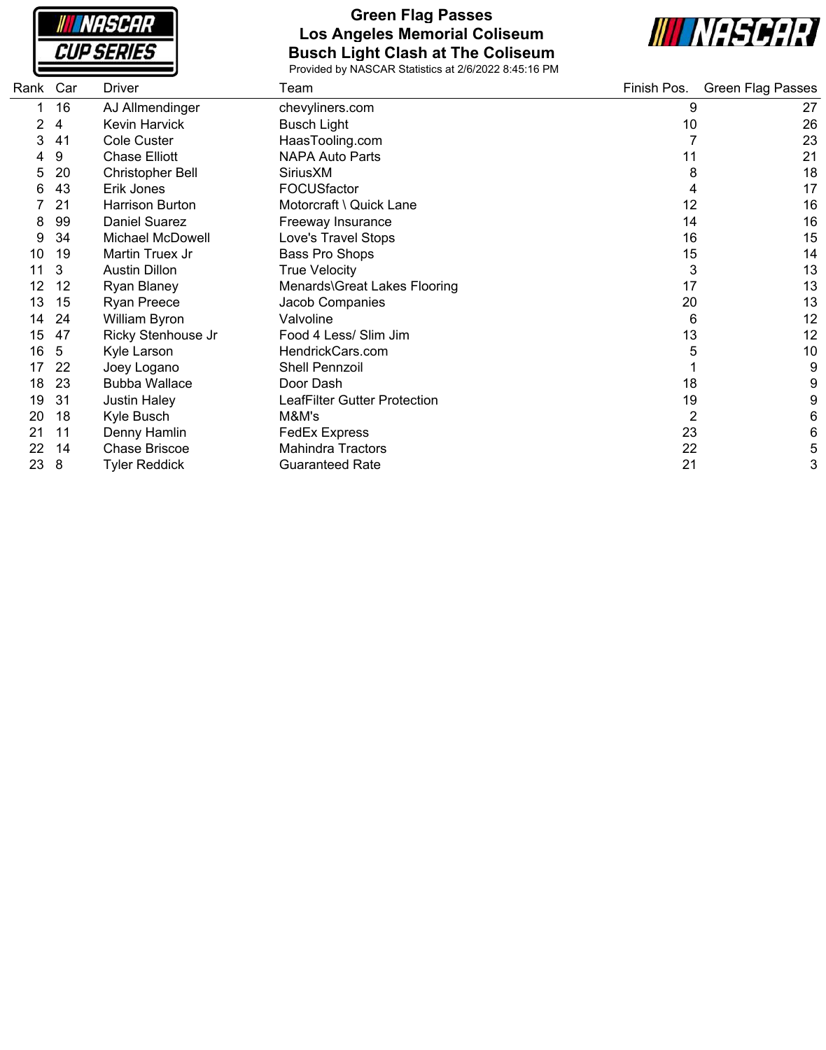# Green Flag Passes
## Los Angeles Memorial Coliseum
## Busch Light Clash at The Coliseum

Provided by NASCAR Statistics at 2/6/2022 8:45:16 PM

| Rank | Car | Driver | Team | Finish Pos. | Green Flag Passes |
|---|---|---|---|---|---|
| 1 | 16 | AJ Allmendinger | chevyliners.com | 9 | 27 |
| 2 | 4 | Kevin Harvick | Busch Light | 10 | 26 |
| 3 | 41 | Cole Custer | HaasTooling.com | 7 | 23 |
| 4 | 9 | Chase Elliott | NAPA Auto Parts | 11 | 21 |
| 5 | 20 | Christopher Bell | SiriusXM | 8 | 18 |
| 6 | 43 | Erik Jones | FOCUSfactor | 4 | 17 |
| 7 | 21 | Harrison Burton | Motorcraft \ Quick Lane | 12 | 16 |
| 8 | 99 | Daniel Suarez | Freeway Insurance | 14 | 16 |
| 9 | 34 | Michael McDowell | Love's Travel Stops | 16 | 15 |
| 10 | 19 | Martin Truex Jr | Bass Pro Shops | 15 | 14 |
| 11 | 3 | Austin Dillon | True Velocity | 3 | 13 |
| 12 | 12 | Ryan Blaney | Menards\Great Lakes Flooring | 17 | 13 |
| 13 | 15 | Ryan Preece | Jacob Companies | 20 | 13 |
| 14 | 24 | William Byron | Valvoline | 6 | 12 |
| 15 | 47 | Ricky Stenhouse Jr | Food 4 Less/ Slim Jim | 13 | 12 |
| 16 | 5 | Kyle Larson | HendrickCars.com | 5 | 10 |
| 17 | 22 | Joey Logano | Shell Pennzoil | 1 | 9 |
| 18 | 23 | Bubba Wallace | Door Dash | 18 | 9 |
| 19 | 31 | Justin Haley | LeafFilter Gutter Protection | 19 | 9 |
| 20 | 18 | Kyle Busch | M&M's | 2 | 6 |
| 21 | 11 | Denny Hamlin | FedEx Express | 23 | 6 |
| 22 | 14 | Chase Briscoe | Mahindra Tractors | 22 | 5 |
| 23 | 8 | Tyler Reddick | Guaranteed Rate | 21 | 3 |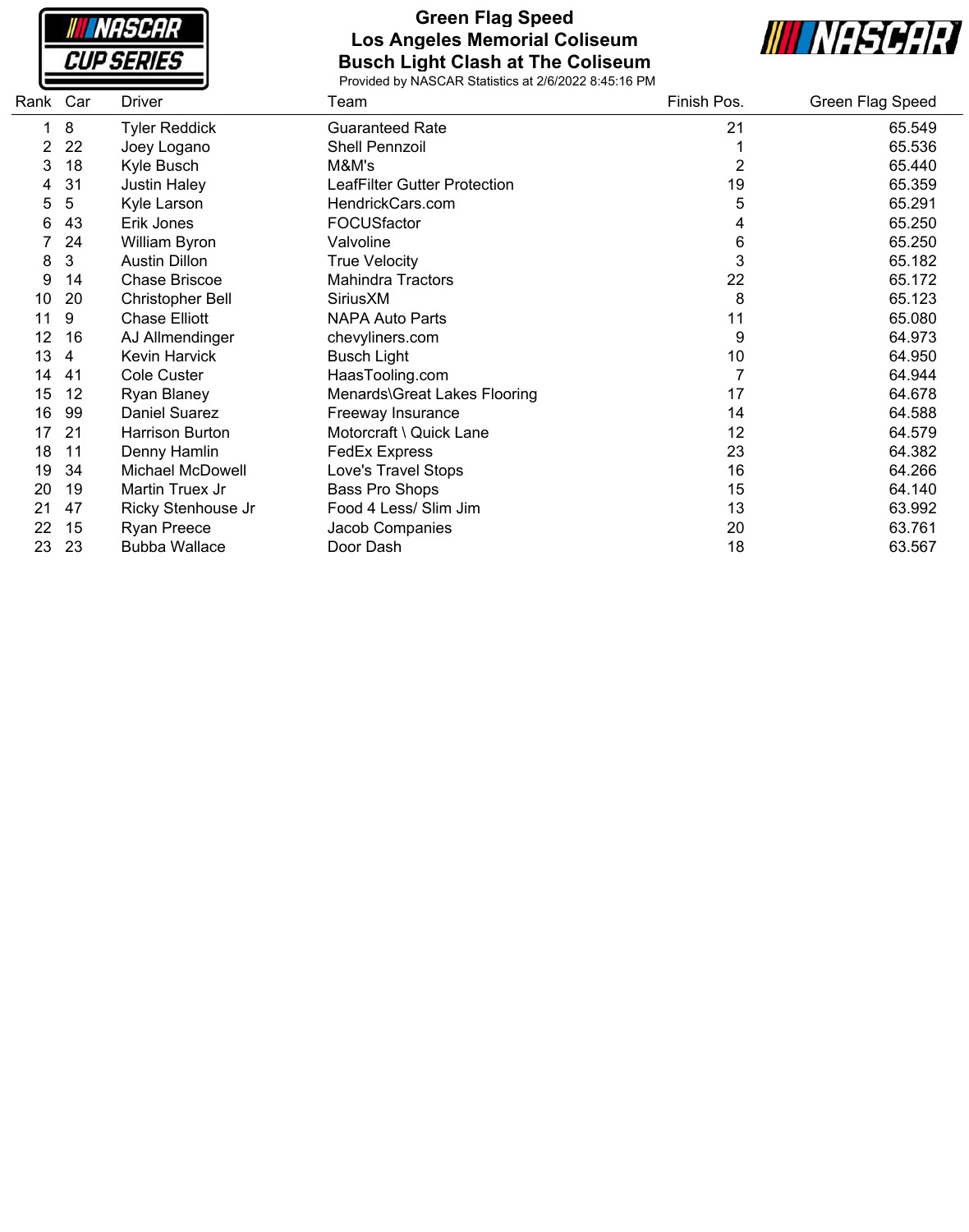# Green Flag Speed
## Los Angeles Memorial Coliseum
## Busch Light Clash at The Coliseum

Provided by NASCAR Statistics at 2/6/2022 8:45:16 PM

| Rank | Car | Driver | Team | Finish Pos. | Green Flag Speed |
|---|---|---|---|---|---|
| 1 | 8 | Tyler Reddick | Guaranteed Rate | 21 | 65.549 |
| 2 | 22 | Joey Logano | Shell Pennzoil | 1 | 65.536 |
| 3 | 18 | Kyle Busch | M&M's | 2 | 65.440 |
| 4 | 31 | Justin Haley | LeafFilter Gutter Protection | 19 | 65.359 |
| 5 | 5 | Kyle Larson | HendrickCars.com | 5 | 65.291 |
| 6 | 43 | Erik Jones | FOCUSfactor | 4 | 65.250 |
| 7 | 24 | William Byron | Valvoline | 6 | 65.250 |
| 8 | 3 | Austin Dillon | True Velocity | 3 | 65.182 |
| 9 | 14 | Chase Briscoe | Mahindra Tractors | 22 | 65.172 |
| 10 | 20 | Christopher Bell | SiriusXM | 8 | 65.123 |
| 11 | 9 | Chase Elliott | NAPA Auto Parts | 11 | 65.080 |
| 12 | 16 | AJ Allmendinger | chevyliners.com | 9 | 64.973 |
| 13 | 4 | Kevin Harvick | Busch Light | 10 | 64.950 |
| 14 | 41 | Cole Custer | HaasTooling.com | 7 | 64.944 |
| 15 | 12 | Ryan Blaney | Menards\Great Lakes Flooring | 17 | 64.678 |
| 16 | 99 | Daniel Suarez | Freeway Insurance | 14 | 64.588 |
| 17 | 21 | Harrison Burton | Motorcraft \ Quick Lane | 12 | 64.579 |
| 18 | 11 | Denny Hamlin | FedEx Express | 23 | 64.382 |
| 19 | 34 | Michael McDowell | Love's Travel Stops | 16 | 64.266 |
| 20 | 19 | Martin Truex Jr | Bass Pro Shops | 15 | 64.140 |
| 21 | 47 | Ricky Stenhouse Jr | Food 4 Less/ Slim Jim | 13 | 63.992 |
| 22 | 15 | Ryan Preece | Jacob Companies | 20 | 63.761 |
| 23 | 23 | Bubba Wallace | Door Dash | 18 | 63.567 |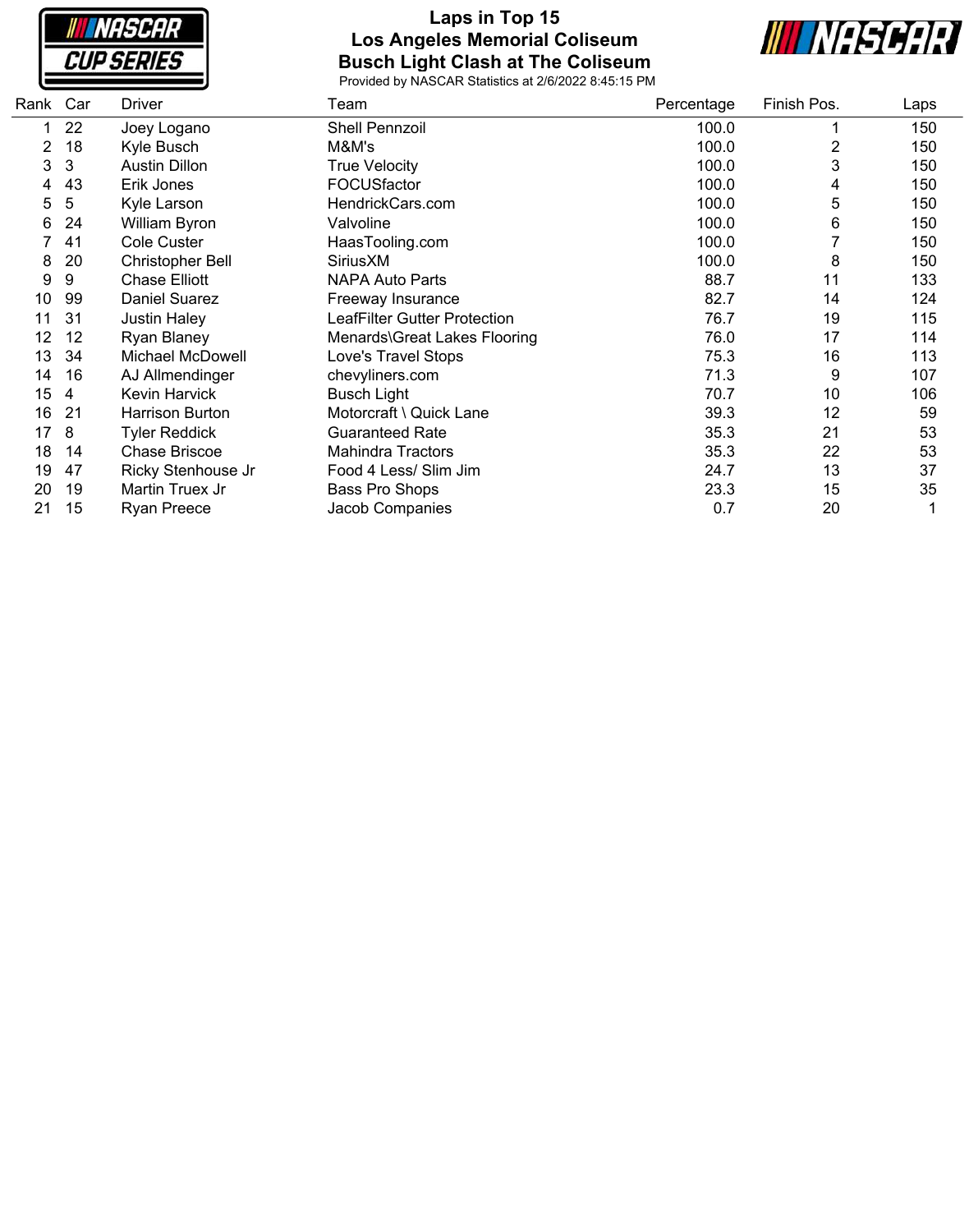# Laps in Top 15

## Los Angeles Memorial Coliseum

## Busch Light Clash at The Coliseum

Provided by NASCAR Statistics at 2/6/2022 8:45:15 PM

| Rank | Car | Driver | Team | Percentage | Finish Pos. | Laps |
|---|---|---|---|---|---|---|
| 1 | 22 | Joey Logano | Shell Pennzoil | 100.0 | 1 | 150 |
| 2 | 18 | Kyle Busch | M&M's | 100.0 | 2 | 150 |
| 3 | 3 | Austin Dillon | True Velocity | 100.0 | 3 | 150 |
| 4 | 43 | Erik Jones | FOCUSfactor | 100.0 | 4 | 150 |
| 5 | 5 | Kyle Larson | HendrickCars.com | 100.0 | 5 | 150 |
| 6 | 24 | William Byron | Valvoline | 100.0 | 6 | 150 |
| 7 | 41 | Cole Custer | HaasTooling.com | 100.0 | 7 | 150 |
| 8 | 20 | Christopher Bell | SiriusXM | 100.0 | 8 | 150 |
| 9 | 9 | Chase Elliott | NAPA Auto Parts | 88.7 | 11 | 133 |
| 10 | 99 | Daniel Suarez | Freeway Insurance | 82.7 | 14 | 124 |
| 11 | 31 | Justin Haley | LeafFilter Gutter Protection | 76.7 | 19 | 115 |
| 12 | 12 | Ryan Blaney | Menards\Great Lakes Flooring | 76.0 | 17 | 114 |
| 13 | 34 | Michael McDowell | Love's Travel Stops | 75.3 | 16 | 113 |
| 14 | 16 | AJ Allmendinger | chevyliners.com | 71.3 | 9 | 107 |
| 15 | 4 | Kevin Harvick | Busch Light | 70.7 | 10 | 106 |
| 16 | 21 | Harrison Burton | Motorcraft \ Quick Lane | 39.3 | 12 | 59 |
| 17 | 8 | Tyler Reddick | Guaranteed Rate | 35.3 | 21 | 53 |
| 18 | 14 | Chase Briscoe | Mahindra Tractors | 35.3 | 22 | 53 |
| 19 | 47 | Ricky Stenhouse Jr | Food 4 Less/ Slim Jim | 24.7 | 13 | 37 |
| 20 | 19 | Martin Truex Jr | Bass Pro Shops | 23.3 | 15 | 35 |
| 21 | 15 | Ryan Preece | Jacob Companies | 0.7 | 20 | 1 |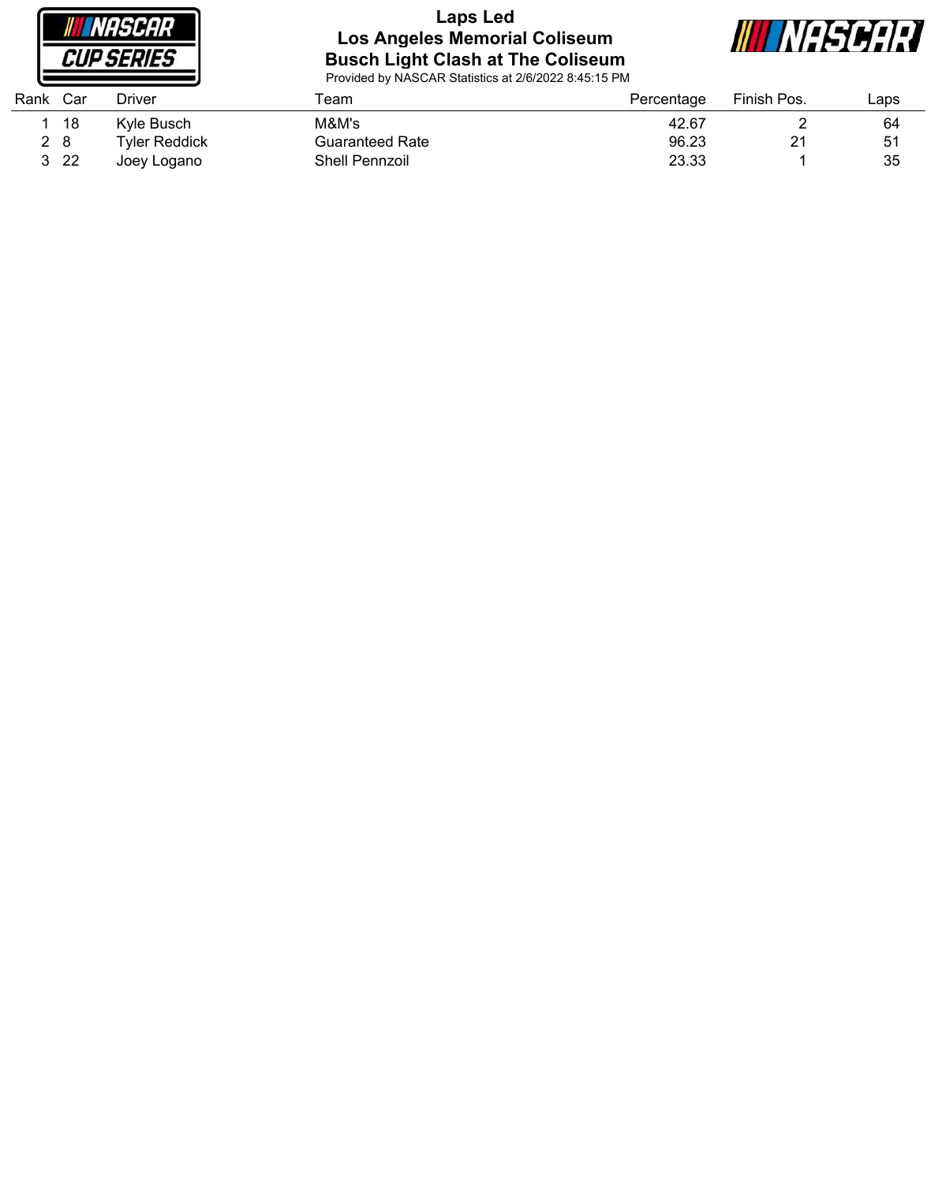# Laps Led
## Los Angeles Memorial Coliseum
## Busch Light Clash at The Coliseum

Provided by NASCAR Statistics at 2/6/2022 8:45:15 PM

| Rank | Car | Driver | Team | Percentage | Finish Pos. | Laps |
|---|---|---|---|---|---|---|
| 1 | 18 | Kyle Busch | M&M's | 42.67 | 2 | 64 |
| 2 | 8 | Tyler Reddick | Guaranteed Rate | 96.23 | 21 | 51 |
| 3 | 22 | Joey Logano | Shell Pennzoil | 23.33 | 1 | 35 |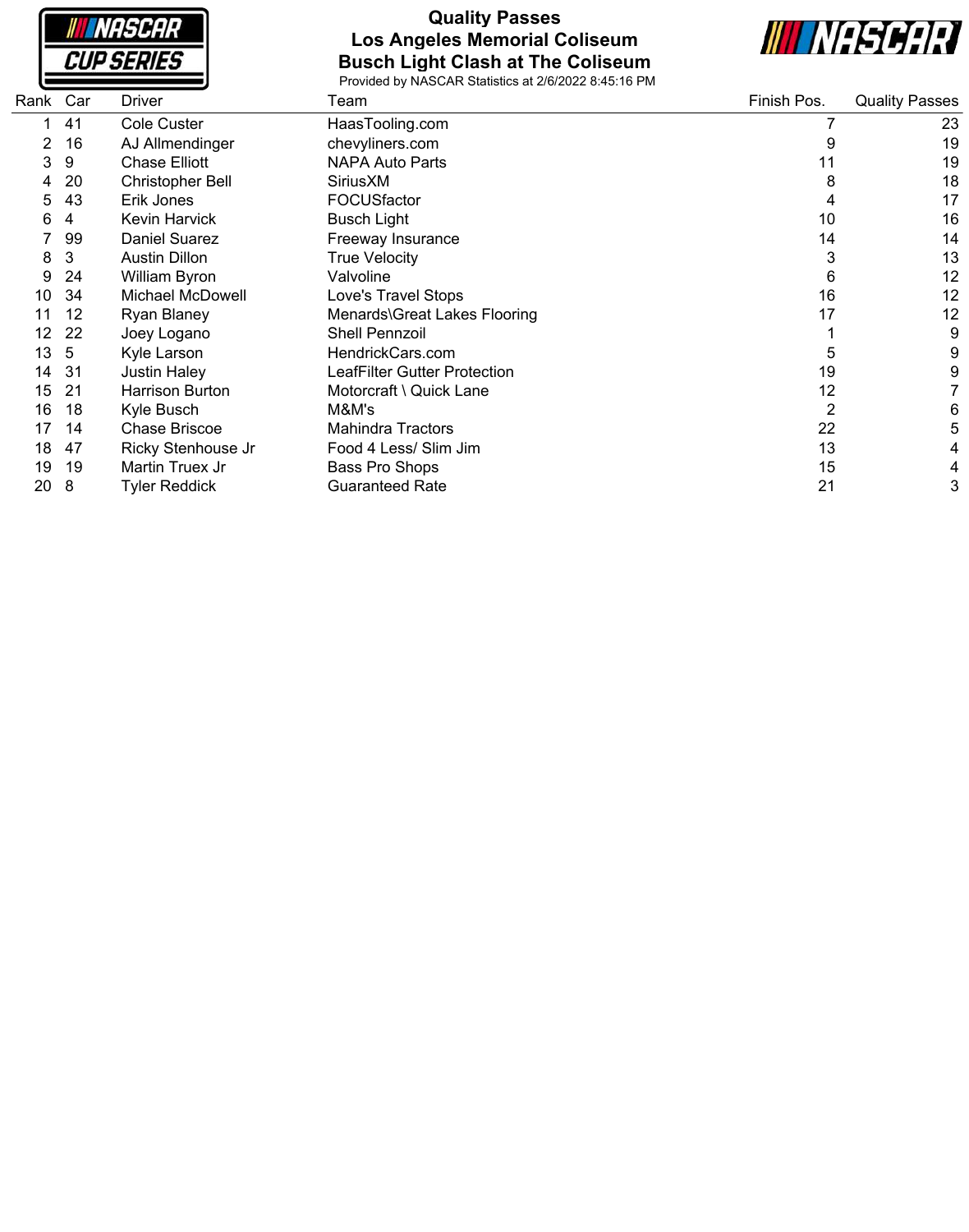# Quality Passes
## Los Angeles Memorial Coliseum
## Busch Light Clash at The Coliseum

Provided by NASCAR Statistics at 2/6/2022 8:45:16 PM

| Rank | Car | Driver | Team | Finish Pos. | Quality Passes |
|---|---|---|---|---|---|
| 1 | 41 | Cole Custer | HaasTooling.com | 7 | 23 |
| 2 | 16 | AJ Allmendinger | chevyliners.com | 9 | 19 |
| 3 | 9 | Chase Elliott | NAPA Auto Parts | 11 | 19 |
| 4 | 20 | Christopher Bell | SiriusXM | 8 | 18 |
| 5 | 43 | Erik Jones | FOCUSfactor | 4 | 17 |
| 6 | 4 | Kevin Harvick | Busch Light | 10 | 16 |
| 7 | 99 | Daniel Suarez | Freeway Insurance | 14 | 14 |
| 8 | 3 | Austin Dillon | True Velocity | 3 | 13 |
| 9 | 24 | William Byron | Valvoline | 6 | 12 |
| 10 | 34 | Michael McDowell | Love's Travel Stops | 16 | 12 |
| 11 | 12 | Ryan Blaney | Menards\Great Lakes Flooring | 17 | 12 |
| 12 | 22 | Joey Logano | Shell Pennzoil | 1 | 9 |
| 13 | 5 | Kyle Larson | HendrickCars.com | 5 | 9 |
| 14 | 31 | Justin Haley | LeafFilter Gutter Protection | 19 | 9 |
| 15 | 21 | Harrison Burton | Motorcraft \ Quick Lane | 12 | 7 |
| 16 | 18 | Kyle Busch | M&M's | 2 | 6 |
| 17 | 14 | Chase Briscoe | Mahindra Tractors | 22 | 5 |
| 18 | 47 | Ricky Stenhouse Jr | Food 4 Less/ Slim Jim | 13 | 4 |
| 19 | 19 | Martin Truex Jr | Bass Pro Shops | 15 | 4 |
| 20 | 8 | Tyler Reddick | Guaranteed Rate | 21 | 3 |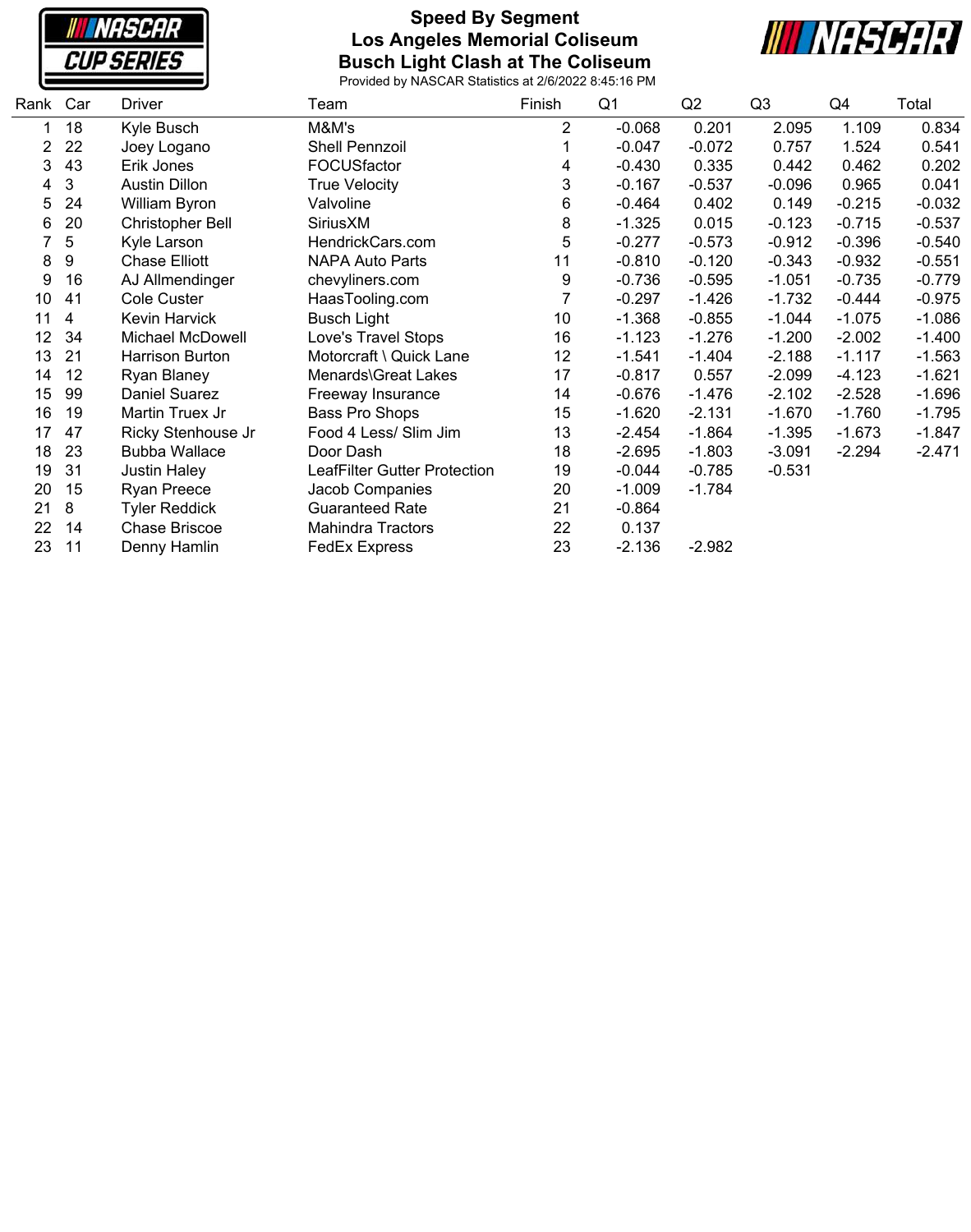# Speed By Segment
## Los Angeles Memorial Coliseum
## Busch Light Clash at The Coliseum

Provided by NASCAR Statistics at 2/6/2022 8:45:16 PM

| Rank | Car | Driver | Team | Finish | Q1 | Q2 | Q3 | Q4 | Total |
|---|---|---|---|---|---|---|---|---|---|
| 1 | 18 | Kyle Busch | M&M's | 2 | -0.068 | 0.201 | 2.095 | 1.109 | 0.834 |
| 2 | 22 | Joey Logano | Shell Pennzoil | 1 | -0.047 | -0.072 | 0.757 | 1.524 | 0.541 |
| 3 | 43 | Erik Jones | FOCUSfactor | 4 | -0.430 | 0.335 | 0.442 | 0.462 | 0.202 |
| 4 | 3 | Austin Dillon | True Velocity | 3 | -0.167 | -0.537 | -0.096 | 0.965 | 0.041 |
| 5 | 24 | William Byron | Valvoline | 6 | -0.464 | 0.402 | 0.149 | -0.215 | -0.032 |
| 6 | 20 | Christopher Bell | SiriusXM | 8 | -1.325 | 0.015 | -0.123 | -0.715 | -0.537 |
| 7 | 5 | Kyle Larson | HendrickCars.com | 5 | -0.277 | -0.573 | -0.912 | -0.396 | -0.540 |
| 8 | 9 | Chase Elliott | NAPA Auto Parts | 11 | -0.810 | -0.120 | -0.343 | -0.932 | -0.551 |
| 9 | 16 | AJ Allmendinger | chevyliners.com | 9 | -0.736 | -0.595 | -1.051 | -0.735 | -0.779 |
| 10 | 41 | Cole Custer | HaasTooling.com | 7 | -0.297 | -1.426 | -1.732 | -0.444 | -0.975 |
| 11 | 4 | Kevin Harvick | Busch Light | 10 | -1.368 | -0.855 | -1.044 | -1.075 | -1.086 |
| 12 | 34 | Michael McDowell | Love's Travel Stops | 16 | -1.123 | -1.276 | -1.200 | -2.002 | -1.400 |
| 13 | 21 | Harrison Burton | Motorcraft \ Quick Lane | 12 | -1.541 | -1.404 | -2.188 | -1.117 | -1.563 |
| 14 | 12 | Ryan Blaney | Menards\Great Lakes | 17 | -0.817 | 0.557 | -2.099 | -4.123 | -1.621 |
| 15 | 99 | Daniel Suarez | Freeway Insurance | 14 | -0.676 | -1.476 | -2.102 | -2.528 | -1.696 |
| 16 | 19 | Martin Truex Jr | Bass Pro Shops | 15 | -1.620 | -2.131 | -1.670 | -1.760 | -1.795 |
| 17 | 47 | Ricky Stenhouse Jr | Food 4 Less/ Slim Jim | 13 | -2.454 | -1.864 | -1.395 | -1.673 | -1.847 |
| 18 | 23 | Bubba Wallace | Door Dash | 18 | -2.695 | -1.803 | -3.091 | -2.294 | -2.471 |
| 19 | 31 | Justin Haley | LeafFilter Gutter Protection | 19 | -0.044 | -0.785 | -0.531 | | |
| 20 | 15 | Ryan Preece | Jacob Companies | 20 | -1.009 | -1.784 | | | |
| 21 | 8 | Tyler Reddick | Guaranteed Rate | 21 | -0.864 | | | | |
| 22 | 14 | Chase Briscoe | Mahindra Tractors | 22 | 0.137 | | | | |
| 23 | 11 | Denny Hamlin | FedEx Express | 23 | -2.136 | -2.982 | | | |